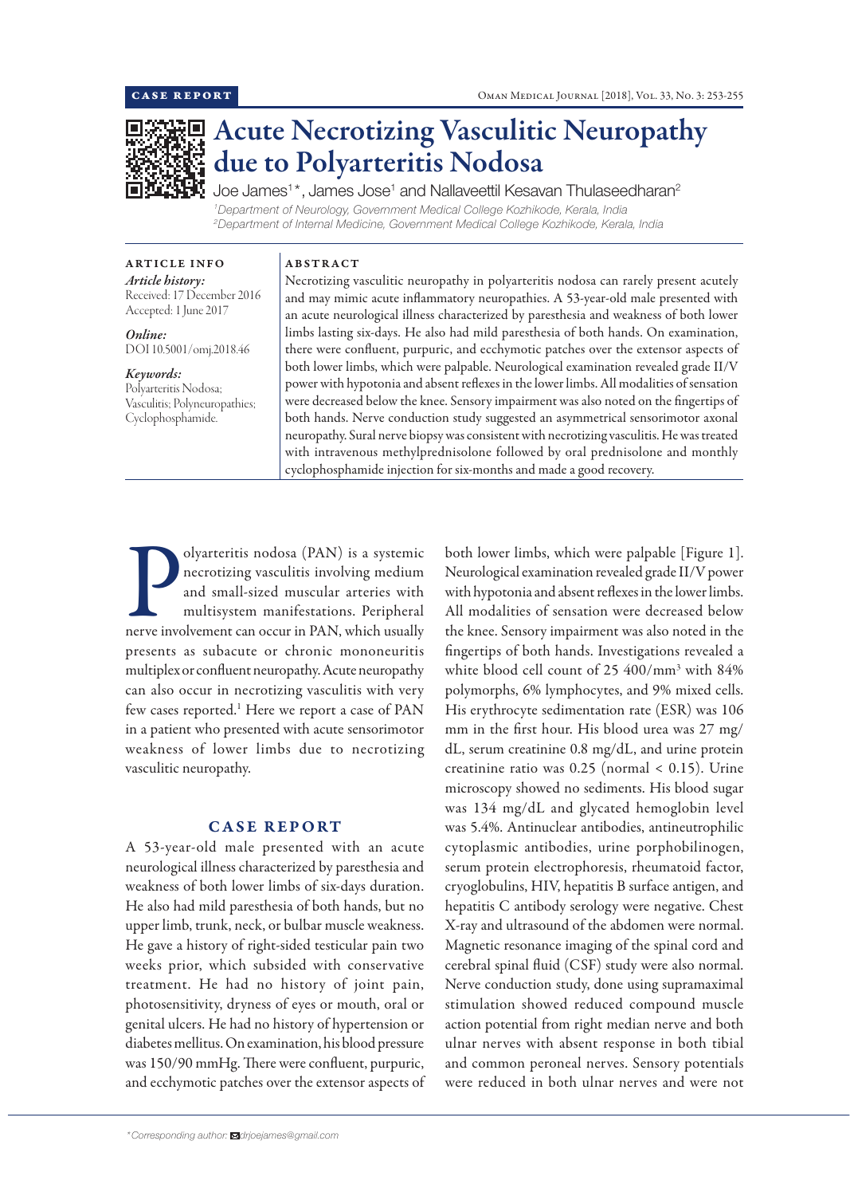CASE REPORT

# Acute Necrotizing Vasculitic Neuropathy due to Polyarteritis Nodosa

Joe James[1]*, James Jose[1] and Nallaveettil Kesavan Thulaseedharan[2]

[1]Department of Neurology, Government Medical College Kozhikode, Kerala, India
[2]Department of Internal Medicine, Government Medical College Kozhikode, Kerala, India

**ARTICLE INFO**

*Article history:*
Received: 17 December 2016
Accepted: 1 June 2017

*Online:*
DOI 10.5001/omj.2018.46

*Keywords:*
Polyarteritis Nodosa; Vasculitis; Polyneuropathies; Cyclophosphamide.

**ABSTRACT**

Necrotizing vasculitic neuropathy in polyarteritis nodosa can rarely present acutely and may mimic acute inflammatory neuropathies. A 53-year-old male presented with an acute neurological illness characterized by paresthesia and weakness of both lower limbs lasting six-days. He also had mild paresthesia of both hands. On examination, there were confluent, purpuric, and ecchymotic patches over the extensor aspects of both lower limbs, which were palpable. Neurological examination revealed grade II/V power with hypotonia and absent reflexes in the lower limbs. All modalities of sensation were decreased below the knee. Sensory impairment was also noted on the fingertips of both hands. Nerve conduction study suggested an asymmetrical sensorimotor axonal neuropathy. Sural nerve biopsy was consistent with necrotizing vasculitis. He was treated with intravenous methylprednisolone followed by oral prednisolone and monthly cyclophosphamide injection for six-months and made a good recovery.

Polyarteritis nodosa (PAN) is a systemic necrotizing vasculitis involving medium and small-sized muscular arteries with multisystem manifestations. Peripheral nerve involvement can occur in PAN, which usually presents as subacute or chronic mononeuritis multiplex or confluent neuropathy. Acute neuropathy can also occur in necrotizing vasculitis with very few cases reported.[1] Here we report a case of PAN in a patient who presented with acute sensorimotor weakness of lower limbs due to necrotizing vasculitic neuropathy.

## CASE REPORT

A 53-year-old male presented with an acute neurological illness characterized by paresthesia and weakness of both lower limbs of six-days duration. He also had mild paresthesia of both hands, but no upper limb, trunk, neck, or bulbar muscle weakness. He gave a history of right-sided testicular pain two weeks prior, which subsided with conservative treatment. He had no history of joint pain, photosensitivity, dryness of eyes or mouth, oral or genital ulcers. He had no history of hypertension or diabetes mellitus. On examination, his blood pressure was 150/90 mmHg. There were confluent, purpuric, and ecchymotic patches over the extensor aspects of both lower limbs, which were palpable [Figure 1]. Neurological examination revealed grade II/V power with hypotonia and absent reflexes in the lower limbs. All modalities of sensation were decreased below the knee. Sensory impairment was also noted in the fingertips of both hands. Investigations revealed a white blood cell count of 25 400/mm$^3$ with 84% polymorphs, 6% lymphocytes, and 9% mixed cells. His erythrocyte sedimentation rate (ESR) was 106 mm in the first hour. His blood urea was 27 mg/dL, serum creatinine 0.8 mg/dL, and urine protein creatinine ratio was 0.25 (normal < 0.15). Urine microscopy showed no sediments. His blood sugar was 134 mg/dL and glycated hemoglobin level was 5.4%. Antinuclear antibodies, antineutrophilic cytoplasmic antibodies, urine porphobilinogen, serum protein electrophoresis, rheumatoid factor, cryoglobulins, HIV, hepatitis B surface antigen, and hepatitis C antibody serology were negative. Chest X-ray and ultrasound of the abdomen were normal. Magnetic resonance imaging of the spinal cord and cerebral spinal fluid (CSF) study were also normal. Nerve conduction study, done using supramaximal stimulation showed reduced compound muscle action potential from right median nerve and both ulnar nerves with absent response in both tibial and common peroneal nerves. Sensory potentials were reduced in both ulnar nerves and were not

*Corresponding author: drjoejames@gmail.com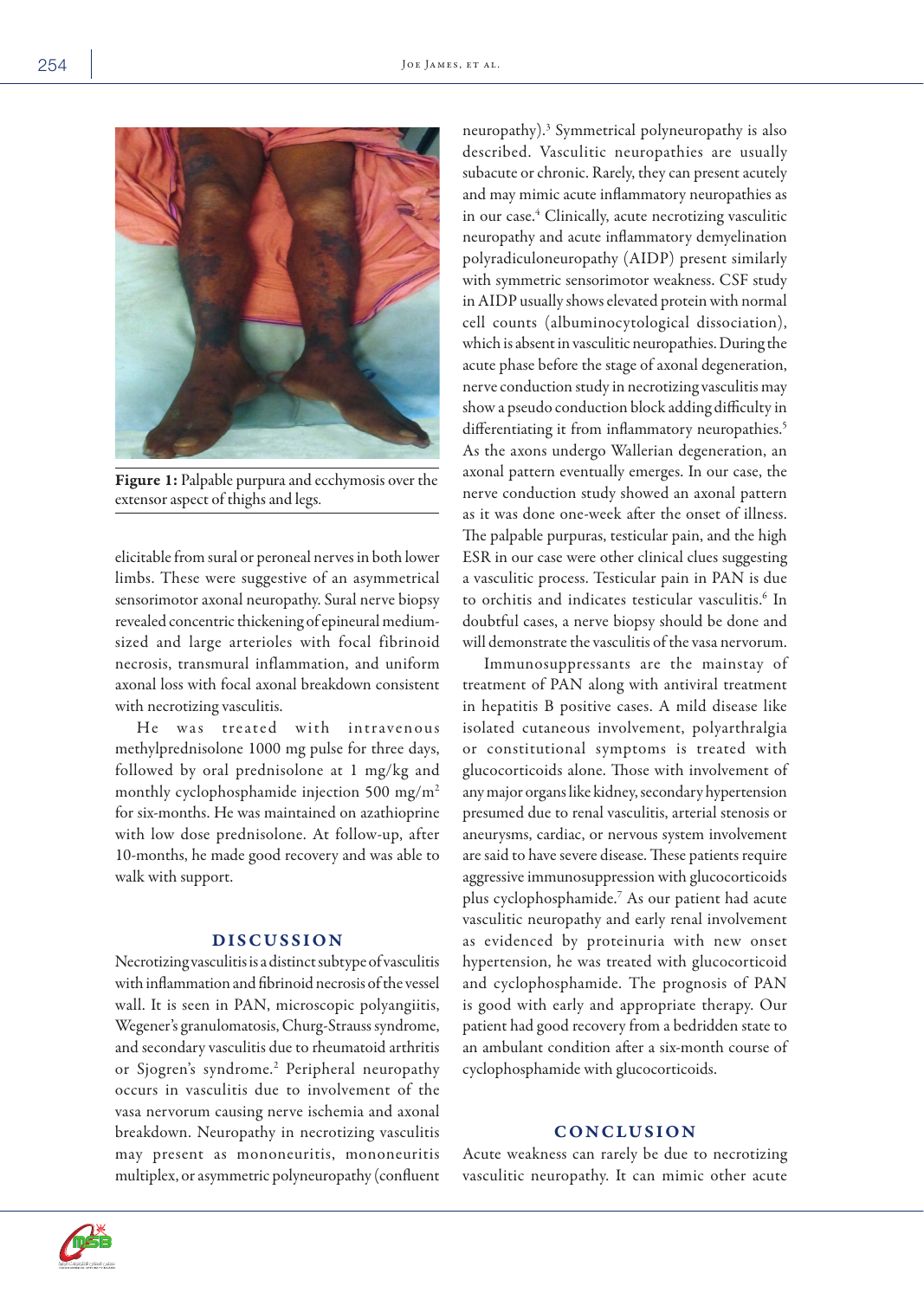Figure 1: Palpable purpura and ecchymosis over the extensor aspect of thighs and legs.

elicitable from sural or peroneal nerves in both lower limbs. These were suggestive of an asymmetrical sensorimotor axonal neuropathy. Sural nerve biopsy revealed concentric thickening of epineural medium-sized and large arterioles with focal fibrinoid necrosis, transmural inflammation, and uniform axonal loss with focal axonal breakdown consistent with necrotizing vasculitis.

He was treated with intravenous methylprednisolone 1000 mg pulse for three days, followed by oral prednisolone at 1 mg/kg and monthly cyclophosphamide injection 500 mg/m$^2$ for six-months. He was maintained on azathioprine with low dose prednisolone. At follow-up, after 10-months, he made good recovery and was able to walk with support.

## DISCUSSION

Necrotizing vasculitis is a distinct subtype of vasculitis with inflammation and fibrinoid necrosis of the vessel wall. It is seen in PAN, microscopic polyangiitis, Wegener's granulomatosis, Churg-Strauss syndrome, and secondary vasculitis due to rheumatoid arthritis or Sjogren's syndrome.[2] Peripheral neuropathy occurs in vasculitis due to involvement of the vasa nervorum causing nerve ischemia and axonal breakdown. Neuropathy in necrotizing vasculitis may present as mononeuritis, mononeuritis multiplex, or asymmetric polyneuropathy (confluent neuropathy).[3] Symmetrical polyneuropathy is also described. Vasculitic neuropathies are usually subacute or chronic. Rarely, they can present acutely and may mimic acute inflammatory neuropathies as in our case.[4] Clinically, acute necrotizing vasculitic neuropathy and acute inflammatory demyelination polyradiculoneuropathy (AIDP) present similarly with symmetric sensorimotor weakness. CSF study in AIDP usually shows elevated protein with normal cell counts (albuminocytological dissociation), which is absent in vasculitic neuropathies. During the acute phase before the stage of axonal degeneration, nerve conduction study in necrotizing vasculitis may show a pseudo conduction block adding difficulty in differentiating it from inflammatory neuropathies.[5] As the axons undergo Wallerian degeneration, an axonal pattern eventually emerges. In our case, the nerve conduction study showed an axonal pattern as it was done one-week after the onset of illness. The palpable purpuras, testicular pain, and the high ESR in our case were other clinical clues suggesting a vasculitic process. Testicular pain in PAN is due to orchitis and indicates testicular vasculitis.[6] In doubtful cases, a nerve biopsy should be done and will demonstrate the vasculitis of the vasa nervorum.

Immunosuppressants are the mainstay of treatment of PAN along with antiviral treatment in hepatitis B positive cases. A mild disease like isolated cutaneous involvement, polyarthralgia or constitutional symptoms is treated with glucocorticoids alone. Those with involvement of any major organs like kidney, secondary hypertension presumed due to renal vasculitis, arterial stenosis or aneurysms, cardiac, or nervous system involvement are said to have severe disease. These patients require aggressive immunosuppression with glucocorticoids plus cyclophosphamide.[7] As our patient had acute vasculitic neuropathy and early renal involvement as evidenced by proteinuria with new onset hypertension, he was treated with glucocorticoid and cyclophosphamide. The prognosis of PAN is good with early and appropriate therapy. Our patient had good recovery from a bedridden state to an ambulant condition after a six-month course of cyclophosphamide with glucocorticoids.

## CONCLUSION

Acute weakness can rarely be due to necrotizing vasculitic neuropathy. It can mimic other acute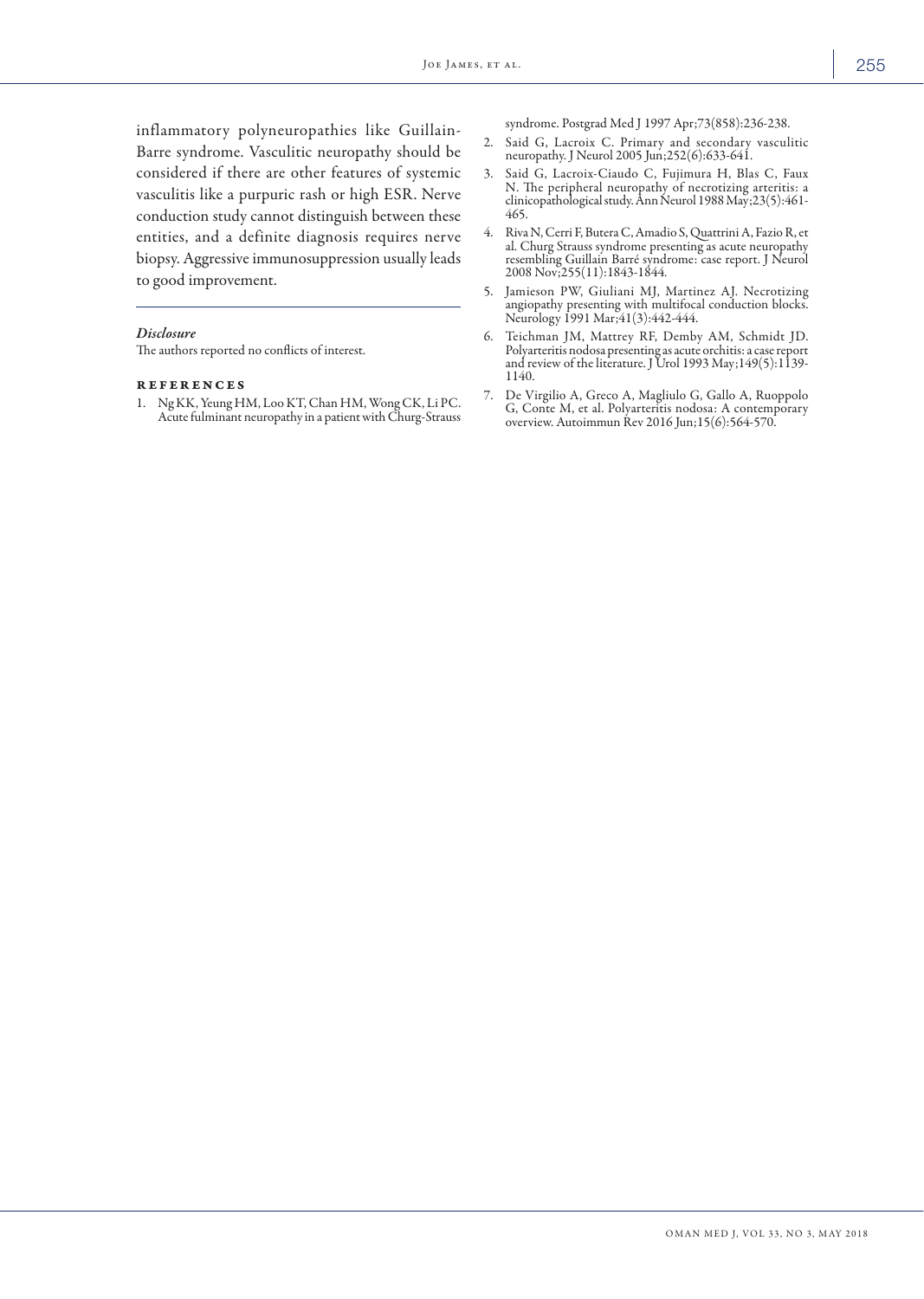inflammatory polyneuropathies like Guillain-Barre syndrome. Vasculitic neuropathy should be considered if there are other features of systemic vasculitis like a purpuric rash or high ESR. Nerve conduction study cannot distinguish between these entities, and a definite diagnosis requires nerve biopsy. Aggressive immunosuppression usually leads to good improvement.

### *Disclosure*

The authors reported no conflicts of interest.

## References

1. Ng KK, Yeung HM, Loo KT, Chan HM, Wong CK, Li PC. Acute fulminant neuropathy in a patient with Churg-Strauss syndrome. Postgrad Med J 1997 Apr;73(858):236-238.
2. Said G, Lacroix C. Primary and secondary vasculitic neuropathy. J Neurol 2005 Jun;252(6):633-641.
3. Said G, Lacroix-Ciaudo C, Fujimura H, Blas C, Faux N. The peripheral neuropathy of necrotizing arteritis: a clinicopathological study. Ann Neurol 1988 May;23(5):461-465.
4. Riva N, Cerri F, Butera C, Amadio S, Quattrini A, Fazio R, et al. Churg Strauss syndrome presenting as acute neuropathy resembling Guillain Barré syndrome: case report. J Neurol 2008 Nov;255(11):1843-1844.
5. Jamieson PW, Giuliani MJ, Martinez AJ. Necrotizing angiopathy presenting with multifocal conduction blocks. Neurology 1991 Mar;41(3):442-444.
6. Teichman JM, Mattrey RF, Demby AM, Schmidt JD. Polyarteritis nodosa presenting as acute orchitis: a case report and review of the literature. J Urol 1993 May;149(5):1139-1140.
7. De Virgilio A, Greco A, Magliulo G, Gallo A, Ruoppolo G, Conte M, et al. Polyarteritis nodosa: A contemporary overview. Autoimmun Rev 2016 Jun;15(6):564-570.